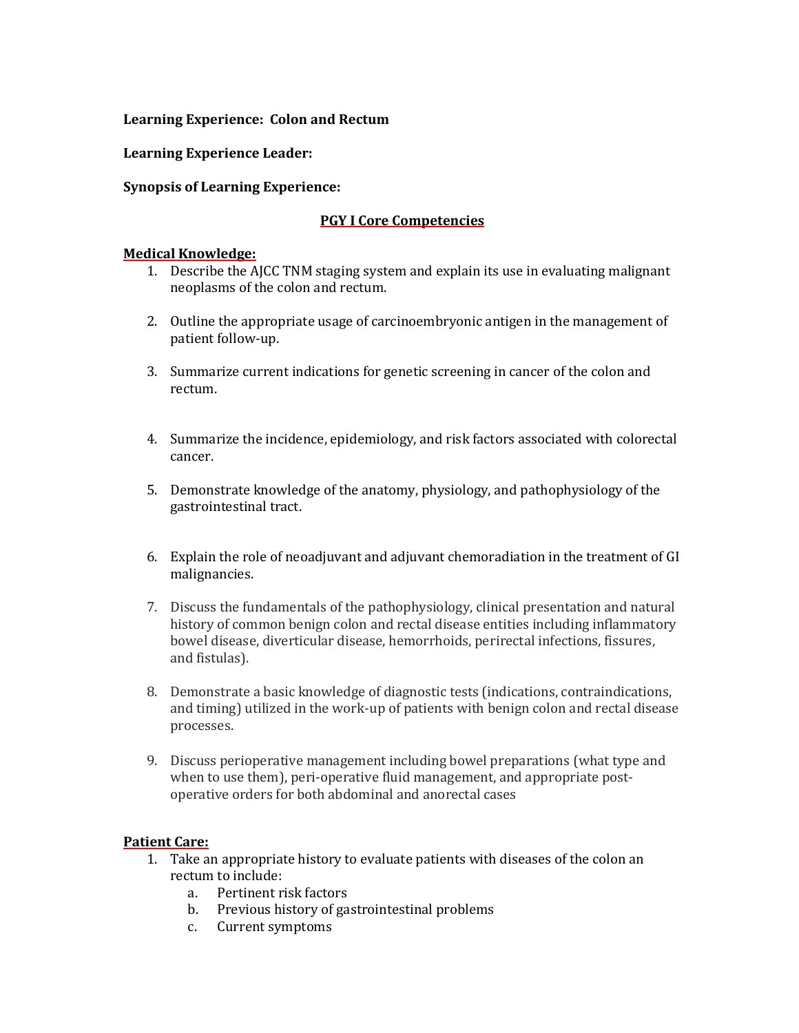**Learning Experience: Colon and Rectum**

**Learning Experience Leader:**

**Synopsis of Learning Experience:**

## PGY I Core Competencies

**Medical Knowledge:**

1. Describe the AJCC TNM staging system and explain its use in evaluating malignant neoplasms of the colon and rectum.

2. Outline the appropriate usage of carcinoembryonic antigen in the management of patient follow-up.

3. Summarize current indications for genetic screening in cancer of the colon and rectum.

4. Summarize the incidence, epidemiology, and risk factors associated with colorectal cancer.

5. Demonstrate knowledge of the anatomy, physiology, and pathophysiology of the gastrointestinal tract.

6. Explain the role of neoadjuvant and adjuvant chemoradiation in the treatment of GI malignancies.

7. Discuss the fundamentals of the pathophysiology, clinical presentation and natural history of common benign colon and rectal disease entities including inflammatory bowel disease, diverticular disease, hemorrhoids, perirectal infections, fissures, and fistulas).

8. Demonstrate a basic knowledge of diagnostic tests (indications, contraindications, and timing) utilized in the work-up of patients with benign colon and rectal disease processes.

9. Discuss perioperative management including bowel preparations (what type and when to use them), peri-operative fluid management, and appropriate post-operative orders for both abdominal and anorectal cases

**Patient Care:**

1. Take an appropriate history to evaluate patients with diseases of the colon an rectum to include:
   a. Pertinent risk factors
   b. Previous history of gastrointestinal problems
   c. Current symptoms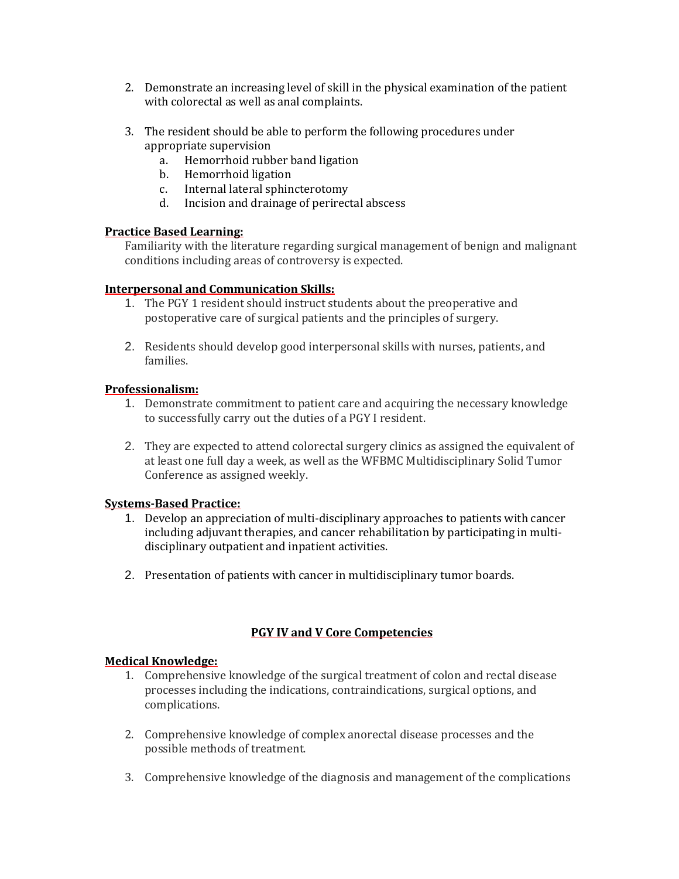2. Demonstrate an increasing level of skill in the physical examination of the patient with colorectal as well as anal complaints.

3. The resident should be able to perform the following procedures under appropriate supervision
   a. Hemorrhoid rubber band ligation
   b. Hemorrhoid ligation
   c. Internal lateral sphincterotomy
   d. Incision and drainage of perirectal abscess

**Practice Based Learning:**

Familiarity with the literature regarding surgical management of benign and malignant conditions including areas of controversy is expected.

**Interpersonal and Communication Skills:**

1. The PGY 1 resident should instruct students about the preoperative and postoperative care of surgical patients and the principles of surgery.

2. Residents should develop good interpersonal skills with nurses, patients, and families.

**Professionalism:**

1. Demonstrate commitment to patient care and acquiring the necessary knowledge to successfully carry out the duties of a PGY I resident.

2. They are expected to attend colorectal surgery clinics as assigned the equivalent of at least one full day a week, as well as the WFBMC Multidisciplinary Solid Tumor Conference as assigned weekly.

**Systems-Based Practice:**

1. Develop an appreciation of multi-disciplinary approaches to patients with cancer including adjuvant therapies, and cancer rehabilitation by participating in multi-disciplinary outpatient and inpatient activities.

2. Presentation of patients with cancer in multidisciplinary tumor boards.

## PGY IV and V Core Competencies

**Medical Knowledge:**

1. Comprehensive knowledge of the surgical treatment of colon and rectal disease processes including the indications, contraindications, surgical options, and complications.

2. Comprehensive knowledge of complex anorectal disease processes and the possible methods of treatment.

3. Comprehensive knowledge of the diagnosis and management of the complications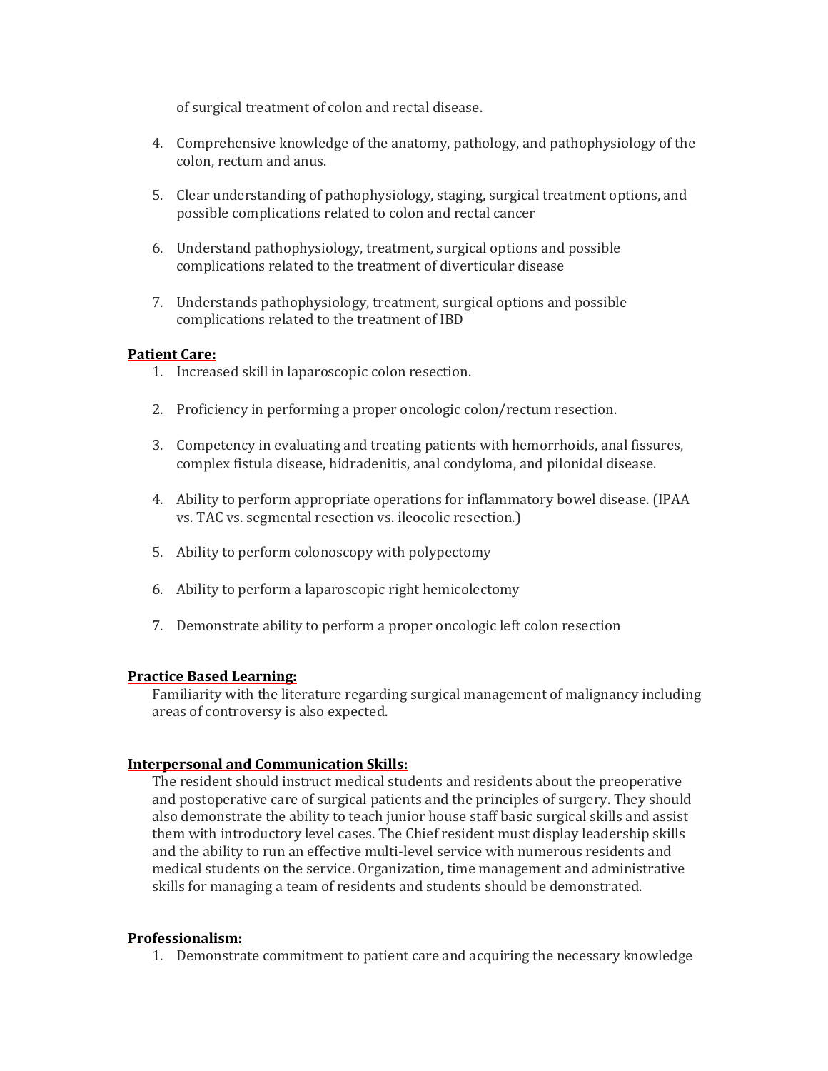of surgical treatment of colon and rectal disease.

4. Comprehensive knowledge of the anatomy, pathology, and pathophysiology of the colon, rectum and anus.

5. Clear understanding of pathophysiology, staging, surgical treatment options, and possible complications related to colon and rectal cancer

6. Understand pathophysiology, treatment, surgical options and possible complications related to the treatment of diverticular disease

7. Understands pathophysiology, treatment, surgical options and possible complications related to the treatment of IBD

**Patient Care:**

1. Increased skill in laparoscopic colon resection.

2. Proficiency in performing a proper oncologic colon/rectum resection.

3. Competency in evaluating and treating patients with hemorrhoids, anal fissures, complex fistula disease, hidradenitis, anal condyloma, and pilonidal disease.

4. Ability to perform appropriate operations for inflammatory bowel disease. (IPAA vs. TAC vs. segmental resection vs. ileocolic resection.)

5. Ability to perform colonoscopy with polypectomy

6. Ability to perform a laparoscopic right hemicolectomy

7. Demonstrate ability to perform a proper oncologic left colon resection

**Practice Based Learning:**

Familiarity with the literature regarding surgical management of malignancy including areas of controversy is also expected.

**Interpersonal and Communication Skills:**

The resident should instruct medical students and residents about the preoperative and postoperative care of surgical patients and the principles of surgery. They should also demonstrate the ability to teach junior house staff basic surgical skills and assist them with introductory level cases. The Chief resident must display leadership skills and the ability to run an effective multi-level service with numerous residents and medical students on the service. Organization, time management and administrative skills for managing a team of residents and students should be demonstrated.

**Professionalism:**

1. Demonstrate commitment to patient care and acquiring the necessary knowledge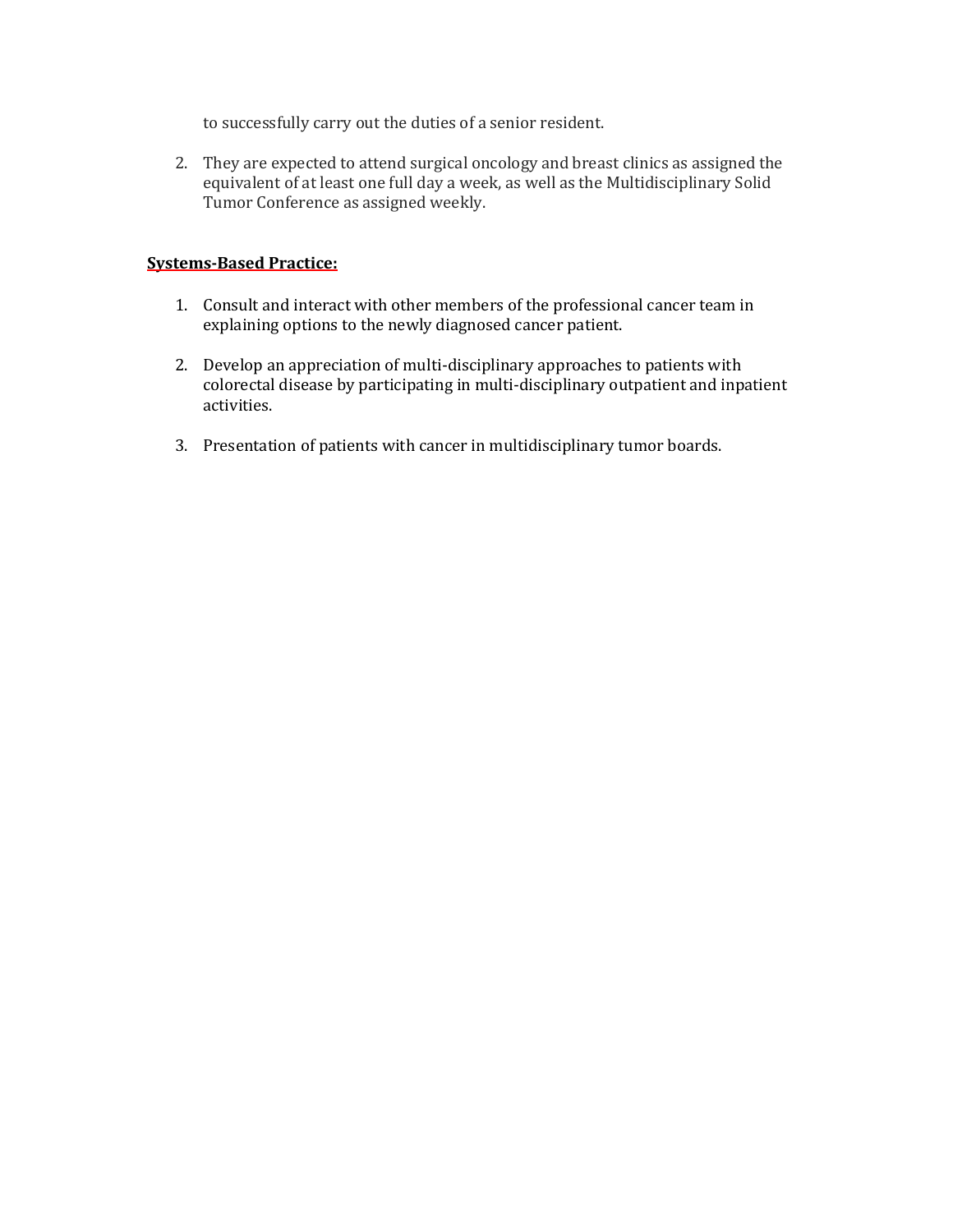to successfully carry out the duties of a senior resident.

2. They are expected to attend surgical oncology and breast clinics as assigned the equivalent of at least one full day a week, as well as the Multidisciplinary Solid Tumor Conference as assigned weekly.

**Systems-Based Practice:**

1. Consult and interact with other members of the professional cancer team in explaining options to the newly diagnosed cancer patient.

2. Develop an appreciation of multi-disciplinary approaches to patients with colorectal disease by participating in multi-disciplinary outpatient and inpatient activities.

3. Presentation of patients with cancer in multidisciplinary tumor boards.